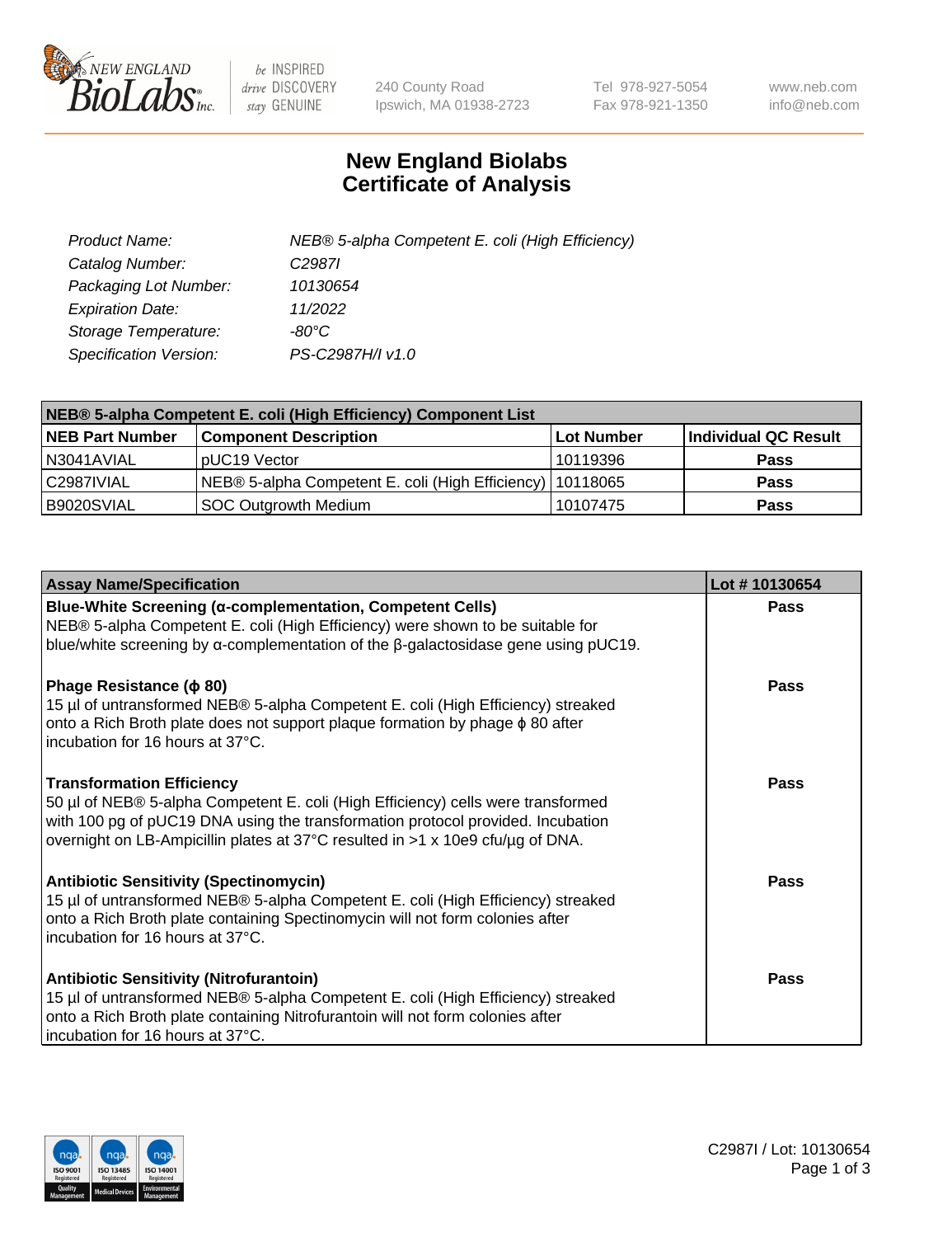New England BioLabs Inc. — be INSPIRED drive DISCOVERY stay GENUINE

240 County Road
Ipswich, MA 01938-2723

Tel 978-927-5054
Fax 978-921-1350

www.neb.com
info@neb.com

# New England Biolabs Certificate of Analysis

| | |
|---|---|
| *Product Name:* | *NEB® 5-alpha Competent E. coli (High Efficiency)* |
| *Catalog Number:* | *C2987I* |
| *Packaging Lot Number:* | *10130654* |
| *Expiration Date:* | *11/2022* |
| *Storage Temperature:* | *-80°C* |
| *Specification Version:* | *PS-C2987H/I v1.0* |

**NEB® 5-alpha Competent E. coli (High Efficiency) Component List**

| NEB Part Number | Component Description | Lot Number | Individual QC Result |
|---|---|---|---|
| N3041AVIAL | pUC19 Vector | 10119396 | **Pass** |
| C2987IVIAL | NEB® 5-alpha Competent E. coli (High Efficiency) | 10118065 | **Pass** |
| B9020SVIAL | SOC Outgrowth Medium | 10107475 | **Pass** |

| Assay Name/Specification | Lot # 10130654 |
|---|---|
| **Blue-White Screening (α-complementation, Competent Cells)** NEB® 5-alpha Competent E. coli (High Efficiency) were shown to be suitable for blue/white screening by α-complementation of the β-galactosidase gene using pUC19. | **Pass** |
| **Phage Resistance (ϕ 80)** 15 µl of untransformed NEB® 5-alpha Competent E. coli (High Efficiency) streaked onto a Rich Broth plate does not support plaque formation by phage ϕ 80 after incubation for 16 hours at 37°C. | **Pass** |
| **Transformation Efficiency** 50 µl of NEB® 5-alpha Competent E. coli (High Efficiency) cells were transformed with 100 pg of pUC19 DNA using the transformation protocol provided. Incubation overnight on LB-Ampicillin plates at 37°C resulted in >1 x 10e9 cfu/µg of DNA. | **Pass** |
| **Antibiotic Sensitivity (Spectinomycin)** 15 µl of untransformed NEB® 5-alpha Competent E. coli (High Efficiency) streaked onto a Rich Broth plate containing Spectinomycin will not form colonies after incubation for 16 hours at 37°C. | **Pass** |
| **Antibiotic Sensitivity (Nitrofurantoin)** 15 µl of untransformed NEB® 5-alpha Competent E. coli (High Efficiency) streaked onto a Rich Broth plate containing Nitrofurantoin will not form colonies after incubation for 16 hours at 37°C. | **Pass** |

C2987I / Lot: 10130654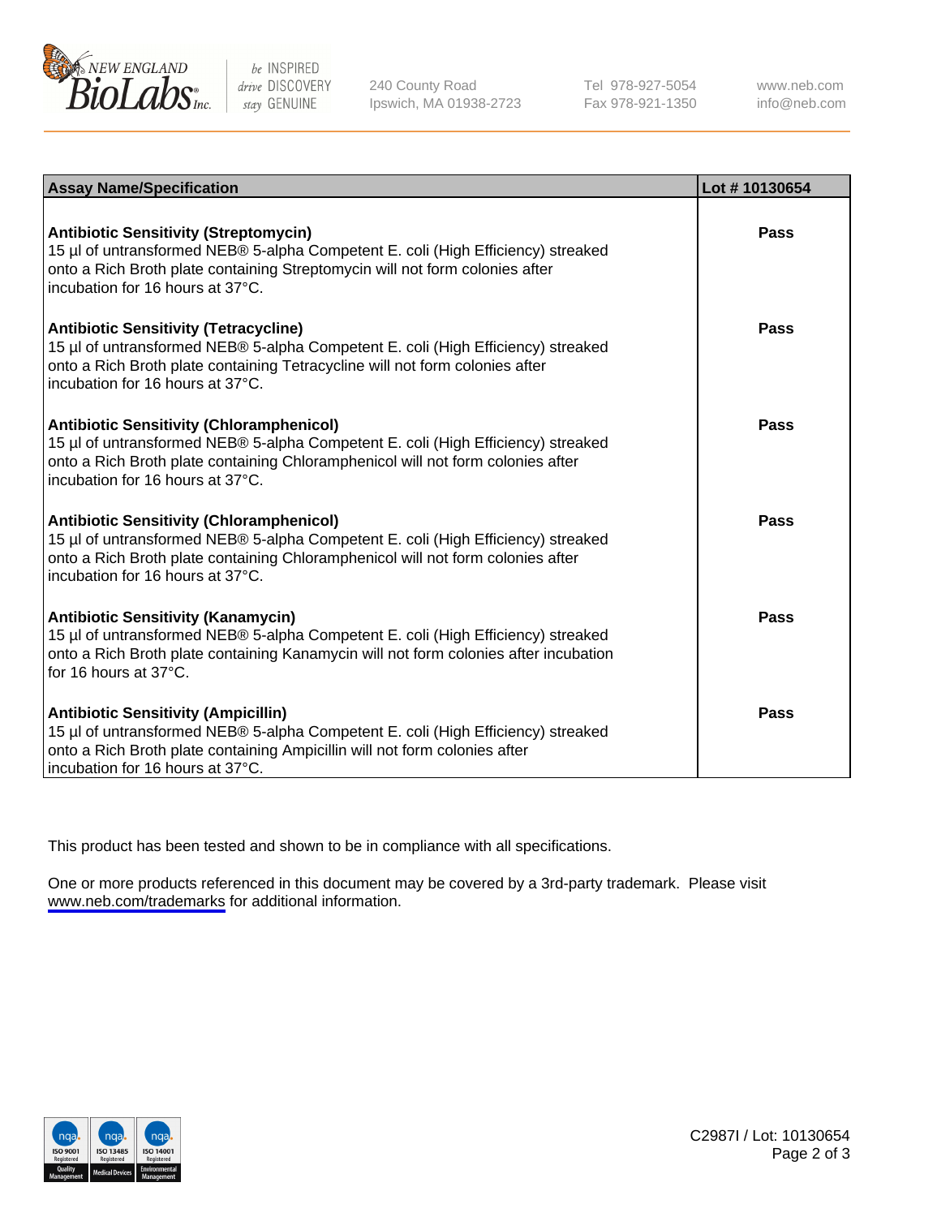| Assay Name/Specification | Lot # 10130654 |
|---|---|
| **Antibiotic Sensitivity (Streptomycin)**<br>15 µl of untransformed NEB® 5-alpha Competent E. coli (High Efficiency) streaked onto a Rich Broth plate containing Streptomycin will not form colonies after incubation for 16 hours at 37°C. | **Pass** |
| **Antibiotic Sensitivity (Tetracycline)**<br>15 µl of untransformed NEB® 5-alpha Competent E. coli (High Efficiency) streaked onto a Rich Broth plate containing Tetracycline will not form colonies after incubation for 16 hours at 37°C. | **Pass** |
| **Antibiotic Sensitivity (Chloramphenicol)**<br>15 µl of untransformed NEB® 5-alpha Competent E. coli (High Efficiency) streaked onto a Rich Broth plate containing Chloramphenicol will not form colonies after incubation for 16 hours at 37°C. | **Pass** |
| **Antibiotic Sensitivity (Chloramphenicol)**<br>15 µl of untransformed NEB® 5-alpha Competent E. coli (High Efficiency) streaked onto a Rich Broth plate containing Chloramphenicol will not form colonies after incubation for 16 hours at 37°C. | **Pass** |
| **Antibiotic Sensitivity (Kanamycin)**<br>15 µl of untransformed NEB® 5-alpha Competent E. coli (High Efficiency) streaked onto a Rich Broth plate containing Kanamycin will not form colonies after incubation for 16 hours at 37°C. | **Pass** |
| **Antibiotic Sensitivity (Ampicillin)**<br>15 µl of untransformed NEB® 5-alpha Competent E. coli (High Efficiency) streaked onto a Rich Broth plate containing Ampicillin will not form colonies after incubation for 16 hours at 37°C. | **Pass** |

This product has been tested and shown to be in compliance with all specifications.

One or more products referenced in this document may be covered by a 3rd-party trademark. Please visit www.neb.com/trademarks for additional information.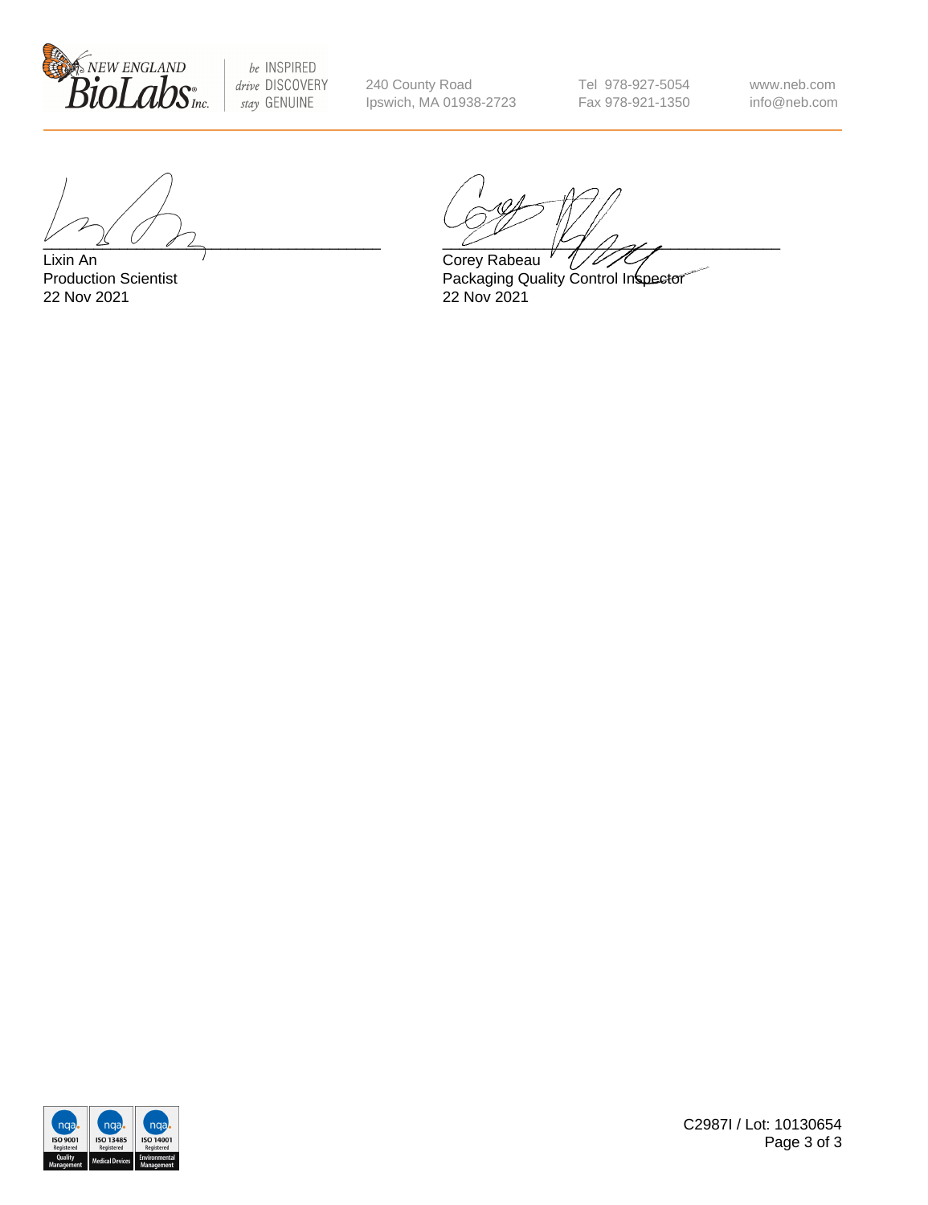be INSPIRED
drive DISCOVERY
stay GENUINE

240 County Road
Ipswich, MA 01938-2723

Tel 978-927-5054
Fax 978-921-1350

www.neb.com
info@neb.com

Lixin An
Production Scientist
22 Nov 2021

Corey Rabeau
Packaging Quality Control Inspector
22 Nov 2021

C2987I / Lot: 10130654